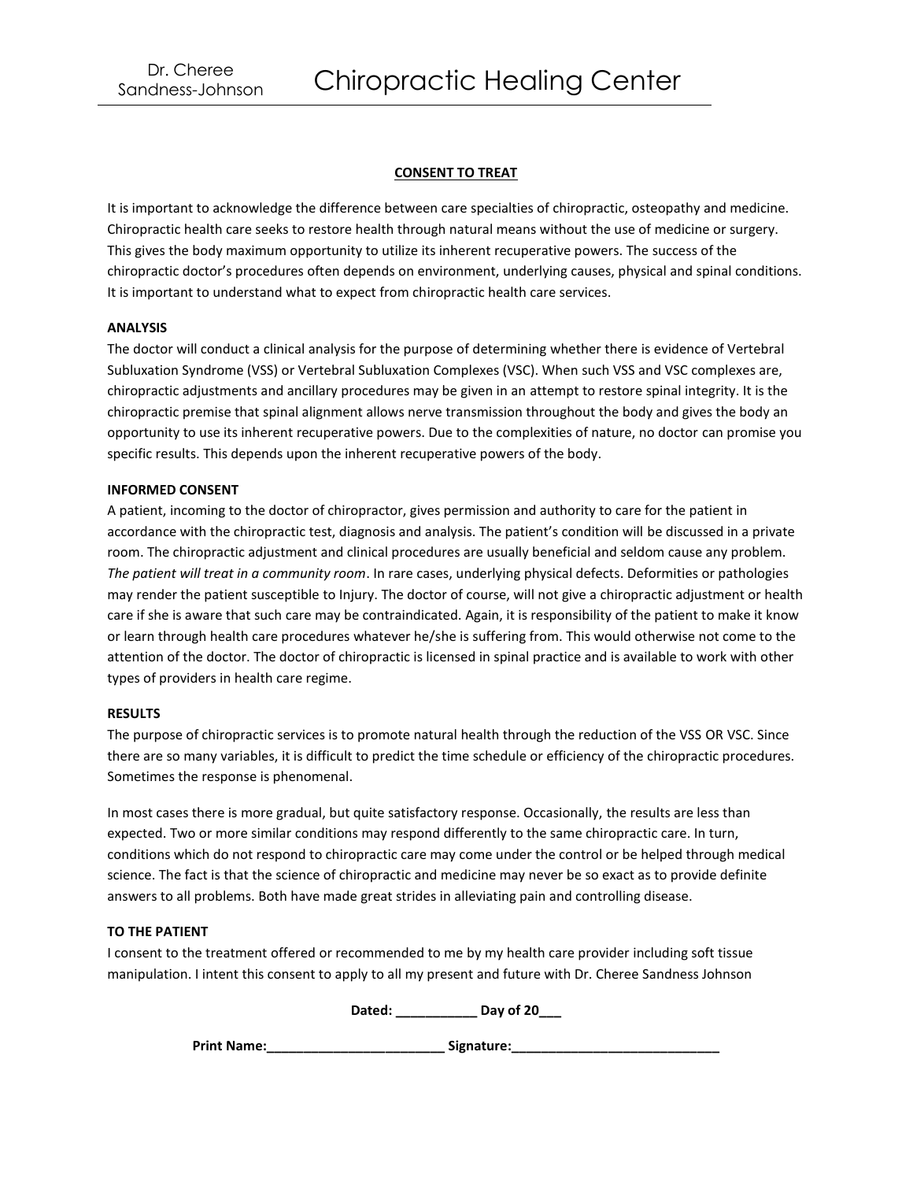Dr. Cheree Sandness-Johnson

# Chiropractic Healing Center

## CONSENT TO TREAT

It is important to acknowledge the difference between care specialties of chiropractic, osteopathy and medicine. Chiropractic health care seeks to restore health through natural means without the use of medicine or surgery. This gives the body maximum opportunity to utilize its inherent recuperative powers. The success of the chiropractic doctor's procedures often depends on environment, underlying causes, physical and spinal conditions. It is important to understand what to expect from chiropractic health care services.

**ANALYSIS**

The doctor will conduct a clinical analysis for the purpose of determining whether there is evidence of Vertebral Subluxation Syndrome (VSS) or Vertebral Subluxation Complexes (VSC). When such VSS and VSC complexes are, chiropractic adjustments and ancillary procedures may be given in an attempt to restore spinal integrity. It is the chiropractic premise that spinal alignment allows nerve transmission throughout the body and gives the body an opportunity to use its inherent recuperative powers. Due to the complexities of nature, no doctor can promise you specific results. This depends upon the inherent recuperative powers of the body.

**INFORMED CONSENT**

A patient, incoming to the doctor of chiropractor, gives permission and authority to care for the patient in accordance with the chiropractic test, diagnosis and analysis. The patient's condition will be discussed in a private room. The chiropractic adjustment and clinical procedures are usually beneficial and seldom cause any problem. *The patient will treat in a community room*. In rare cases, underlying physical defects. Deformities or pathologies may render the patient susceptible to Injury. The doctor of course, will not give a chiropractic adjustment or health care if she is aware that such care may be contraindicated. Again, it is responsibility of the patient to make it know or learn through health care procedures whatever he/she is suffering from. This would otherwise not come to the attention of the doctor. The doctor of chiropractic is licensed in spinal practice and is available to work with other types of providers in health care regime.

**RESULTS**

The purpose of chiropractic services is to promote natural health through the reduction of the VSS OR VSC. Since there are so many variables, it is difficult to predict the time schedule or efficiency of the chiropractic procedures. Sometimes the response is phenomenal.

In most cases there is more gradual, but quite satisfactory response. Occasionally, the results are less than expected. Two or more similar conditions may respond differently to the same chiropractic care. In turn, conditions which do not respond to chiropractic care may come under the control or be helped through medical science. The fact is that the science of chiropractic and medicine may never be so exact as to provide definite answers to all problems. Both have made great strides in alleviating pain and controlling disease.

**TO THE PATIENT**

I consent to the treatment offered or recommended to me by my health care provider including soft tissue manipulation. I intent this consent to apply to all my present and future with Dr. Cheree Sandness Johnson

**Dated: ___________ Day of 20___**

**Print Name:________________________ Signature:____________________________**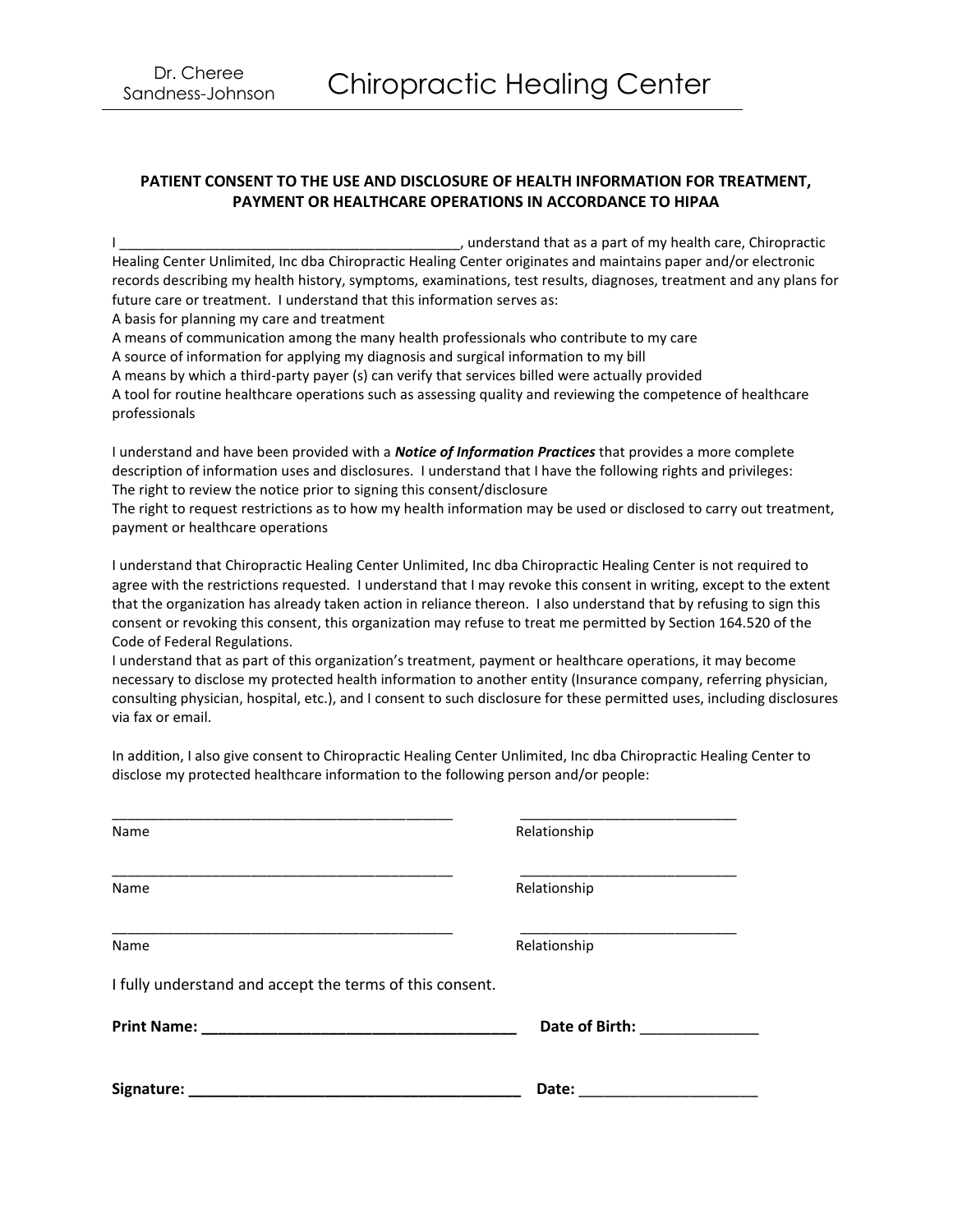Dr. Cheree Sandness-Johnson

# Chiropractic Healing Center

## PATIENT CONSENT TO THE USE AND DISCLOSURE OF HEALTH INFORMATION FOR TREATMENT, PAYMENT OR HEALTHCARE OPERATIONS IN ACCORDANCE TO HIPAA

I ____________________________________________, understand that as a part of my health care, Chiropractic Healing Center Unlimited, Inc dba Chiropractic Healing Center originates and maintains paper and/or electronic records describing my health history, symptoms, examinations, test results, diagnoses, treatment and any plans for future care or treatment. I understand that this information serves as:
A basis for planning my care and treatment
A means of communication among the many health professionals who contribute to my care
A source of information for applying my diagnosis and surgical information to my bill
A means by which a third-party payer (s) can verify that services billed were actually provided
A tool for routine healthcare operations such as assessing quality and reviewing the competence of healthcare professionals

I understand and have been provided with a ***Notice of Information Practices*** that provides a more complete description of information uses and disclosures. I understand that I have the following rights and privileges:
The right to review the notice prior to signing this consent/disclosure
The right to request restrictions as to how my health information may be used or disclosed to carry out treatment, payment or healthcare operations

I understand that Chiropractic Healing Center Unlimited, Inc dba Chiropractic Healing Center is not required to agree with the restrictions requested. I understand that I may revoke this consent in writing, except to the extent that the organization has already taken action in reliance thereon. I also understand that by refusing to sign this consent or revoking this consent, this organization may refuse to treat me permitted by Section 164.520 of the Code of Federal Regulations.
I understand that as part of this organization's treatment, payment or healthcare operations, it may become necessary to disclose my protected health information to another entity (Insurance company, referring physician, consulting physician, hospital, etc.), and I consent to such disclosure for these permitted uses, including disclosures via fax or email.

In addition, I also give consent to Chiropractic Healing Center Unlimited, Inc dba Chiropractic Healing Center to disclose my protected healthcare information to the following person and/or people:

____________________________________________ ____________________________
Name Relationship

____________________________________________ ____________________________
Name Relationship

____________________________________________ ____________________________
Name Relationship

I fully understand and accept the terms of this consent.

**Print Name: ______________________________________** **Date of Birth:** ______________

**Signature: ________________________________________** **Date:** _____________________